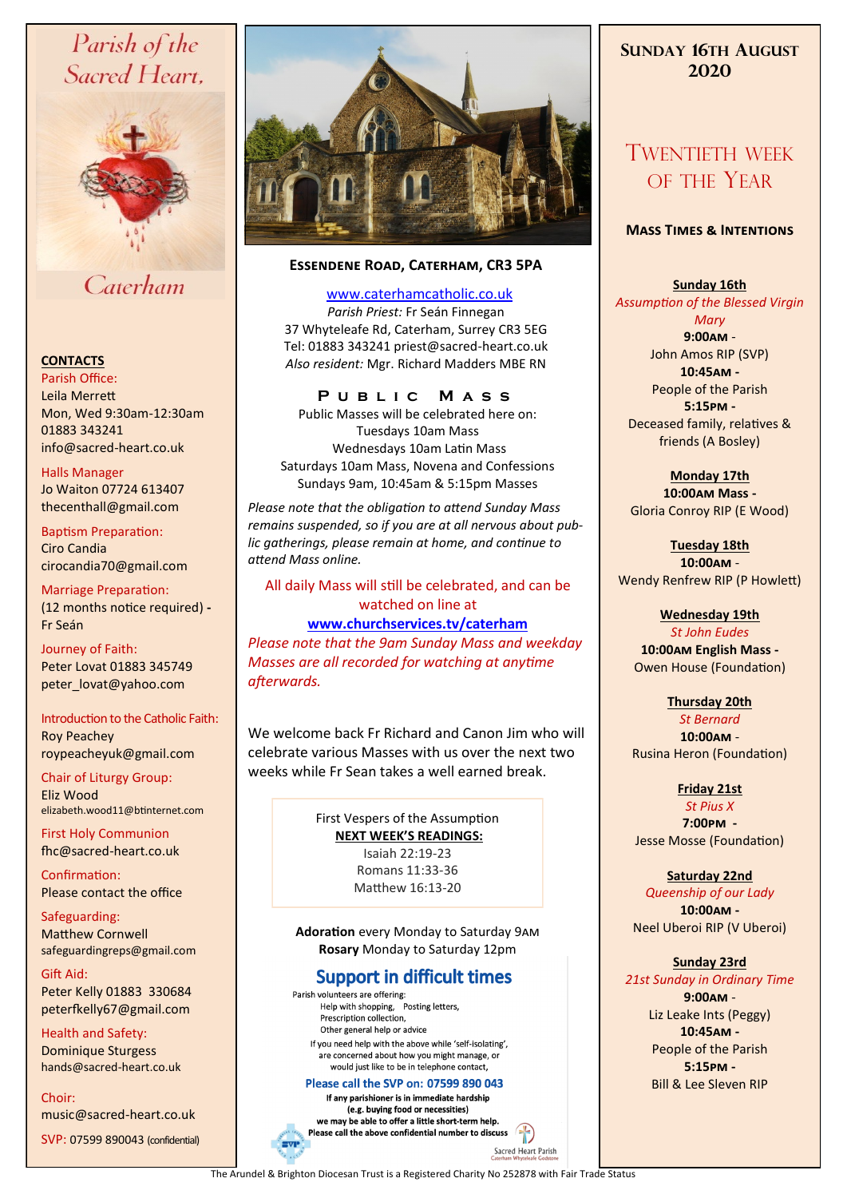# Parish of the Sacred Heart, Caterham

## CONTACTS

**Parish Office:**
Leila Merrett
Mon, Wed 9:30am-12:30am
01883 343241
info@sacred-heart.co.uk

**Halls Manager**
Jo Waiton 07724 613407
thecenthall@gmail.com

**Baptism Preparation:**
Ciro Candia
cirocandia70@gmail.com

**Marriage Preparation:**
(12 months notice required) - Fr Seán

**Journey of Faith:**
Peter Lovat 01883 345749
peter_lovat@yahoo.com

**Introduction to the Catholic Faith:**
Roy Peachey
roypeacheyuk@gmail.com

**Chair of Liturgy Group:**
Eliz Wood
elizabeth.wood11@btinternet.com

**First Holy Communion**
fhc@sacred-heart.co.uk

**Confirmation:**
Please contact the office

**Safeguarding:**
Matthew Cornwell
safeguardingreps@gmail.com

**Gift Aid:**
Peter Kelly 01883 330684
peterfkelly67@gmail.com

**Health and Safety:**
Dominique Sturgess
hands@sacred-heart.co.uk

**Choir:**
music@sacred-heart.co.uk

**SVP:** 07599 890043 (confidential)

## Essendene Road, Caterham, CR3 5PA

www.caterhamcatholic.co.uk
*Parish Priest:* Fr Seán Finnegan
37 Whyteleafe Rd, Caterham, Surrey CR3 5EG
Tel: 01883 343241 priest@sacred-heart.co.uk
*Also resident:* Mgr. Richard Madders MBE RN

### Public Mass

Public Masses will be celebrated here on:
Tuesdays 10am Mass
Wednesdays 10am Latin Mass
Saturdays 10am Mass, Novena and Confessions
Sundays 9am, 10:45am & 5:15pm Masses

*Please note that the obligation to attend Sunday Mass remains suspended, so if you are at all nervous about public gatherings, please remain at home, and continue to attend Mass online.*

All daily Mass will still be celebrated, and can be watched on line at
**www.churchservices.tv/caterham**
*Please note that the 9am Sunday Mass and weekday Masses are all recorded for watching at anytime afterwards.*

We welcome back Fr Richard and Canon Jim who will celebrate various Masses with us over the next two weeks while Fr Sean takes a well earned break.

First Vespers of the Assumption
**NEXT WEEK'S READINGS:**
Isaiah 22:19-23
Romans 11:33-36
Matthew 16:13-20

**Adoration** every Monday to Saturday 9AM
**Rosary** Monday to Saturday 12pm

### Support in difficult times

Parish volunteers are offering:
- Help with shopping,
- Posting letters,
- Prescription collection,
- Other general help or advice

If you need help with the above while 'self-isolating', are concerned about how you might manage, or would just like to be in telephone contact,

**Please call the SVP on: 07599 890 043**

**If any parishioner is in immediate hardship (e.g. buying food or necessities) we may be able to offer a little short-term help. Please call the above confidential number to discuss**

Sacred Heart Parish
Caterham Whyteleafe Godstone

## Sunday 16th August 2020

## Twentieth Week of the Year

### Mass Times & Intentions

**Sunday 16th**
*Assumption of the Blessed Virgin Mary*
**9:00AM** -
John Amos RIP (SVP)
**10:45AM** -
People of the Parish
**5:15PM** -
Deceased family, relatives & friends (A Bosley)

**Monday 17th**
**10:00AM Mass** -
Gloria Conroy RIP (E Wood)

**Tuesday 18th**
**10:00AM** -
Wendy Renfrew RIP (P Howlett)

**Wednesday 19th**
*St John Eudes*
**10:00AM English Mass** -
Owen House (Foundation)

**Thursday 20th**
*St Bernard*
**10:00AM** -
Rusina Heron (Foundation)

**Friday 21st**
*St Pius X*
**7:00PM** -
Jesse Mosse (Foundation)

**Saturday 22nd**
*Queenship of our Lady*
**10:00AM** -
Neel Uberoi RIP (V Uberoi)

**Sunday 23rd**
*21st Sunday in Ordinary Time*
**9:00AM** -
Liz Leake Ints (Peggy)
**10:45AM** -
People of the Parish
**5:15PM** -
Bill & Lee Sleven RIP

The Arundel & Brighton Diocesan Trust is a Registered Charity No 252878 with Fair Trade Status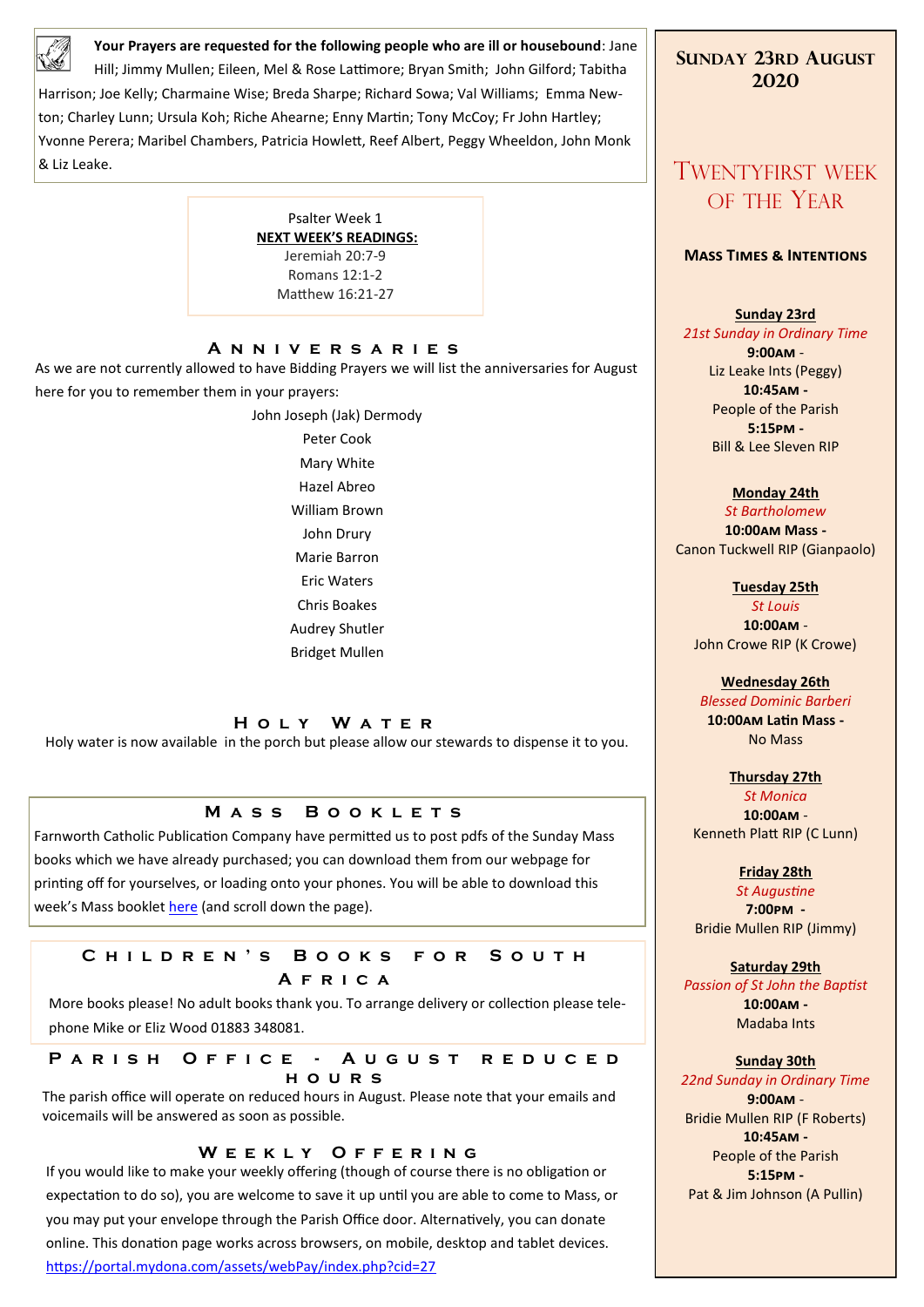**Your Prayers are requested for the following people who are ill or housebound**: Jane Hill; Jimmy Mullen; Eileen, Mel & Rose Lattimore; Bryan Smith; John Gilford; Tabitha Harrison; Joe Kelly; Charmaine Wise; Breda Sharpe; Richard Sowa; Val Williams; Emma Newton; Charley Lunn; Ursula Koh; Riche Ahearne; Enny Martin; Tony McCoy; Fr John Hartley; Yvonne Perera; Maribel Chambers, Patricia Howlett, Reef Albert, Peggy Wheeldon, John Monk & Liz Leake.

Psalter Week 1

**NEXT WEEK'S READINGS:**

Jeremiah 20:7-9

Romans 12:1-2

Matthew 16:21-27

## Anniversaries

As we are not currently allowed to have Bidding Prayers we will list the anniversaries for August here for you to remember them in your prayers:

John Joseph (Jak) Dermody

Peter Cook

Mary White

Hazel Abreo

William Brown

John Drury

Marie Barron

Eric Waters

Chris Boakes

Audrey Shutler

Bridget Mullen

## Holy Water

Holy water is now available in the porch but please allow our stewards to dispense it to you.

## Mass Booklets

Farnworth Catholic Publication Company have permitted us to post pdfs of the Sunday Mass books which we have already purchased; you can download them from our webpage for printing off for yourselves, or loading onto your phones. You will be able to download this week's Mass booklet here (and scroll down the page).

## Children's Books for South Africa

More books please! No adult books thank you. To arrange delivery or collection please telephone Mike or Eliz Wood 01883 348081.

## Parish Office - August reduced hours

The parish office will operate on reduced hours in August. Please note that your emails and voicemails will be answered as soon as possible.

## Weekly Offering

If you would like to make your weekly offering (though of course there is no obligation or expectation to do so), you are welcome to save it up until you are able to come to Mass, or you may put your envelope through the Parish Office door. Alternatively, you can donate online. This donation page works across browsers, on mobile, desktop and tablet devices.
https://portal.mydona.com/assets/webPay/index.php?cid=27

# Sunday 23rd August 2020

## Twentyfirst week of the Year

### Mass Times & Intentions

**Sunday 23rd**
*21st Sunday in Ordinary Time*
**9:00AM** -
Liz Leake Ints (Peggy)
**10:45AM** -
People of the Parish
**5:15PM** -
Bill & Lee Sleven RIP

**Monday 24th**
*St Bartholomew*
**10:00AM Mass** -
Canon Tuckwell RIP (Gianpaolo)

**Tuesday 25th**
*St Louis*
**10:00AM** -
John Crowe RIP (K Crowe)

**Wednesday 26th**
*Blessed Dominic Barberi*
**10:00AM Latin Mass** -
No Mass

**Thursday 27th**
*St Monica*
**10:00AM** -
Kenneth Platt RIP (C Lunn)

**Friday 28th**
*St Augustine*
**7:00PM** -
Bridie Mullen RIP (Jimmy)

**Saturday 29th**
*Passion of St John the Baptist*
**10:00AM** -
Madaba Ints

**Sunday 30th**
*22nd Sunday in Ordinary Time*
**9:00AM** -
Bridie Mullen RIP (F Roberts)
**10:45AM** -
People of the Parish
**5:15PM** -
Pat & Jim Johnson (A Pullin)